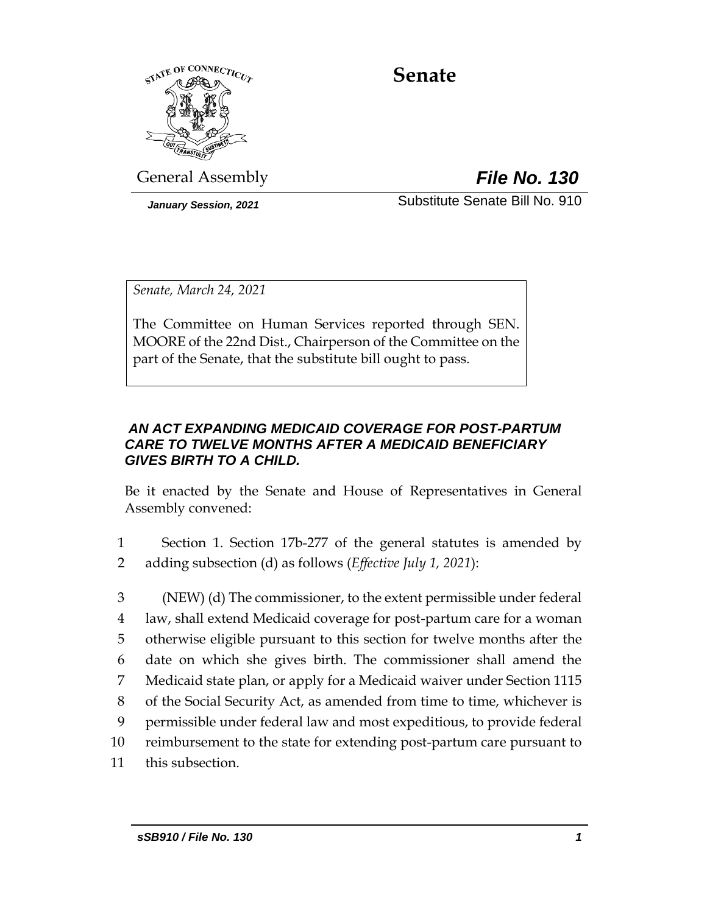# Senate

General Assembly

***File No. 130***

*January Session, 2021*

Substitute Senate Bill No. 910

*Senate, March 24, 2021*

The Committee on Human Services reported through SEN. MOORE of the 22nd Dist., Chairperson of the Committee on the part of the Senate, that the substitute bill ought to pass.

***AN ACT EXPANDING MEDICAID COVERAGE FOR POST-PARTUM CARE TO TWELVE MONTHS AFTER A MEDICAID BENEFICIARY GIVES BIRTH TO A CHILD.***

Be it enacted by the Senate and House of Representatives in General Assembly convened:

1 Section 1. Section 17b-277 of the general statutes is amended by
2 adding subsection (d) as follows (*Effective July 1, 2021*):

3 (NEW) (d) The commissioner, to the extent permissible under federal
4 law, shall extend Medicaid coverage for post-partum care for a woman
5 otherwise eligible pursuant to this section for twelve months after the
6 date on which she gives birth. The commissioner shall amend the
7 Medicaid state plan, or apply for a Medicaid waiver under Section 1115
8 of the Social Security Act, as amended from time to time, whichever is
9 permissible under federal law and most expeditious, to provide federal
10 reimbursement to the state for extending post-partum care pursuant to
11 this subsection.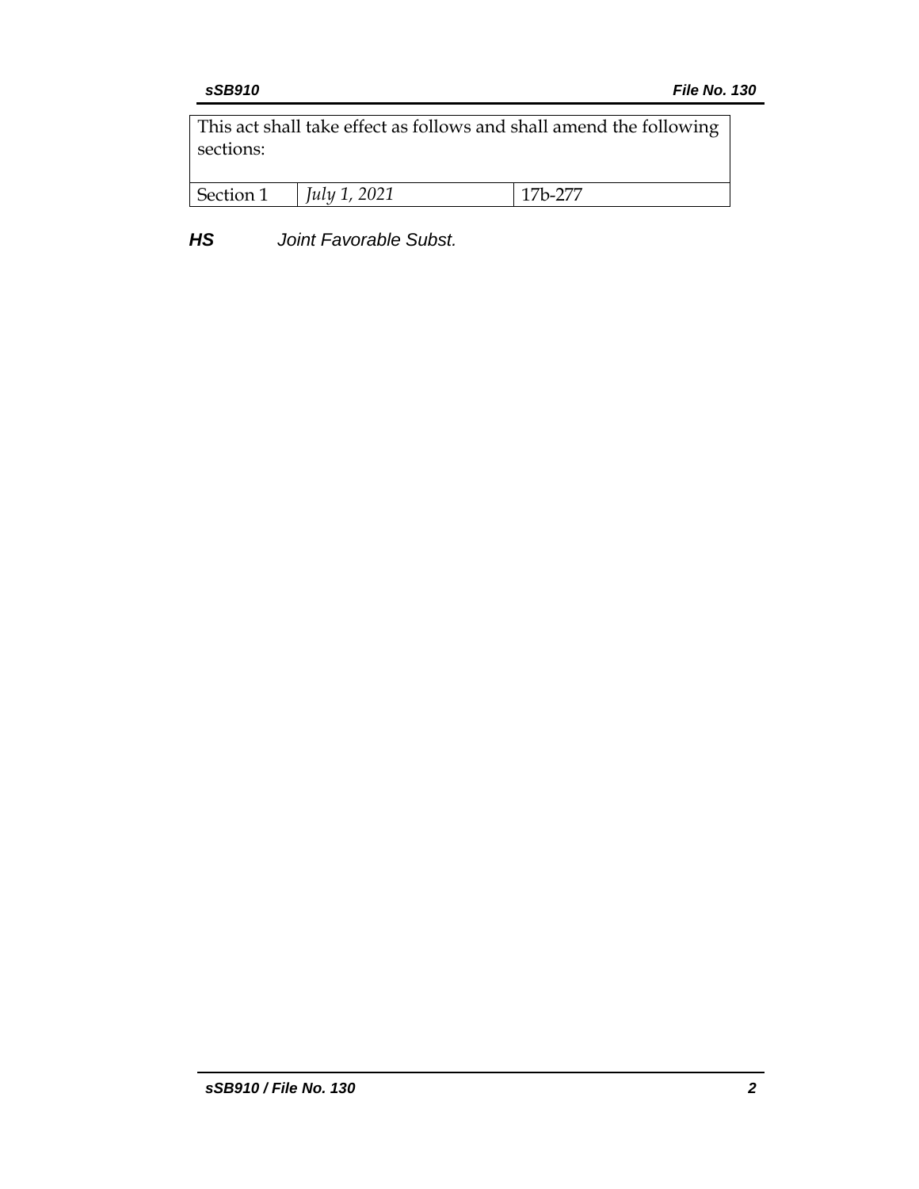| This act shall take effect as follows and shall amend the following sections: | | |
|---|---|---|
| Section 1 | *July 1, 2021* | 17b-277 |

***HS*** *Joint Favorable Subst.*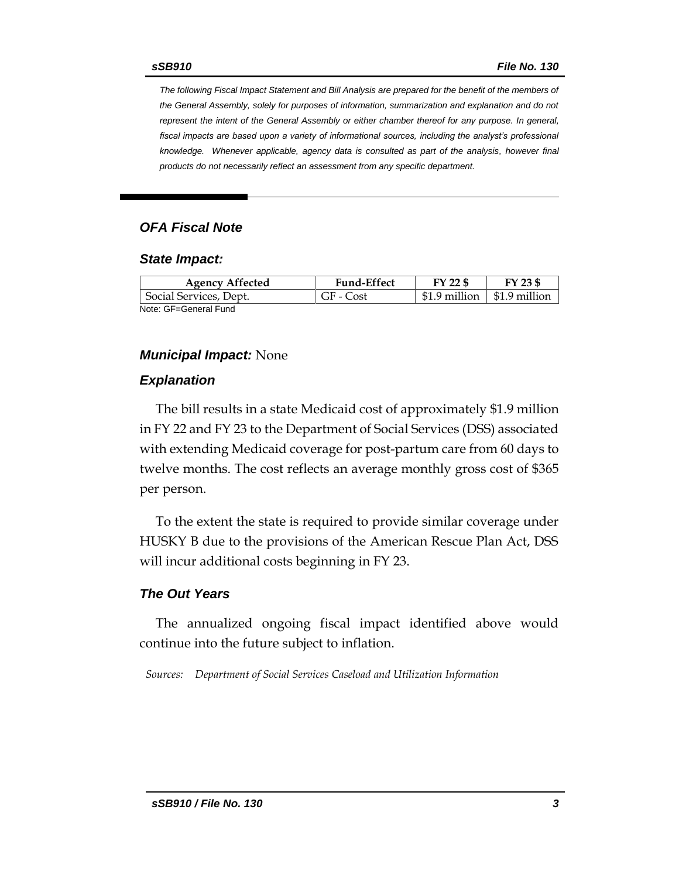*The following Fiscal Impact Statement and Bill Analysis are prepared for the benefit of the members of the General Assembly, solely for purposes of information, summarization and explanation and do not represent the intent of the General Assembly or either chamber thereof for any purpose. In general, fiscal impacts are based upon a variety of informational sources, including the analyst's professional knowledge. Whenever applicable, agency data is consulted as part of the analysis, however final products do not necessarily reflect an assessment from any specific department.*

## OFA Fiscal Note

### State Impact:

| Agency Affected | Fund-Effect | FY 22 $ | FY 23 $ |
|---|---|---|---|
| Social Services, Dept. | GF - Cost | $1.9 million | $1.9 million |

Note: GF=General Fund

### *Municipal Impact:* None

### Explanation

The bill results in a state Medicaid cost of approximately $1.9 million in FY 22 and FY 23 to the Department of Social Services (DSS) associated with extending Medicaid coverage for post-partum care from 60 days to twelve months. The cost reflects an average monthly gross cost of $365 per person.

To the extent the state is required to provide similar coverage under HUSKY B due to the provisions of the American Rescue Plan Act, DSS will incur additional costs beginning in FY 23.

### The Out Years

The annualized ongoing fiscal impact identified above would continue into the future subject to inflation.

*Sources: Department of Social Services Caseload and Utilization Information*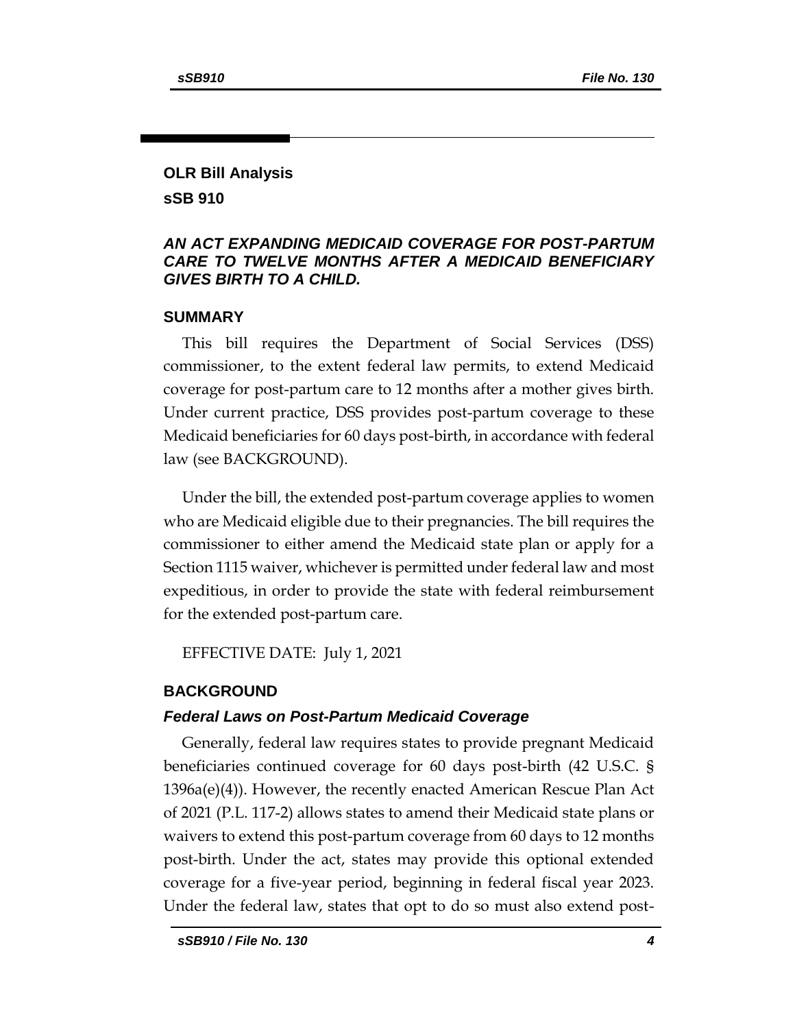## OLR Bill Analysis

## sSB 910

### *AN ACT EXPANDING MEDICAID COVERAGE FOR POST-PARTUM CARE TO TWELVE MONTHS AFTER A MEDICAID BENEFICIARY GIVES BIRTH TO A CHILD.*

### SUMMARY

This bill requires the Department of Social Services (DSS) commissioner, to the extent federal law permits, to extend Medicaid coverage for post-partum care to 12 months after a mother gives birth. Under current practice, DSS provides post-partum coverage to these Medicaid beneficiaries for 60 days post-birth, in accordance with federal law (see BACKGROUND).

Under the bill, the extended post-partum coverage applies to women who are Medicaid eligible due to their pregnancies. The bill requires the commissioner to either amend the Medicaid state plan or apply for a Section 1115 waiver, whichever is permitted under federal law and most expeditious, in order to provide the state with federal reimbursement for the extended post-partum care.

EFFECTIVE DATE: July 1, 2021

### BACKGROUND

#### *Federal Laws on Post-Partum Medicaid Coverage*

Generally, federal law requires states to provide pregnant Medicaid beneficiaries continued coverage for 60 days post-birth (42 U.S.C. § 1396a(e)(4)). However, the recently enacted American Rescue Plan Act of 2021 (P.L. 117-2) allows states to amend their Medicaid state plans or waivers to extend this post-partum coverage from 60 days to 12 months post-birth. Under the act, states may provide this optional extended coverage for a five-year period, beginning in federal fiscal year 2023. Under the federal law, states that opt to do so must also extend post-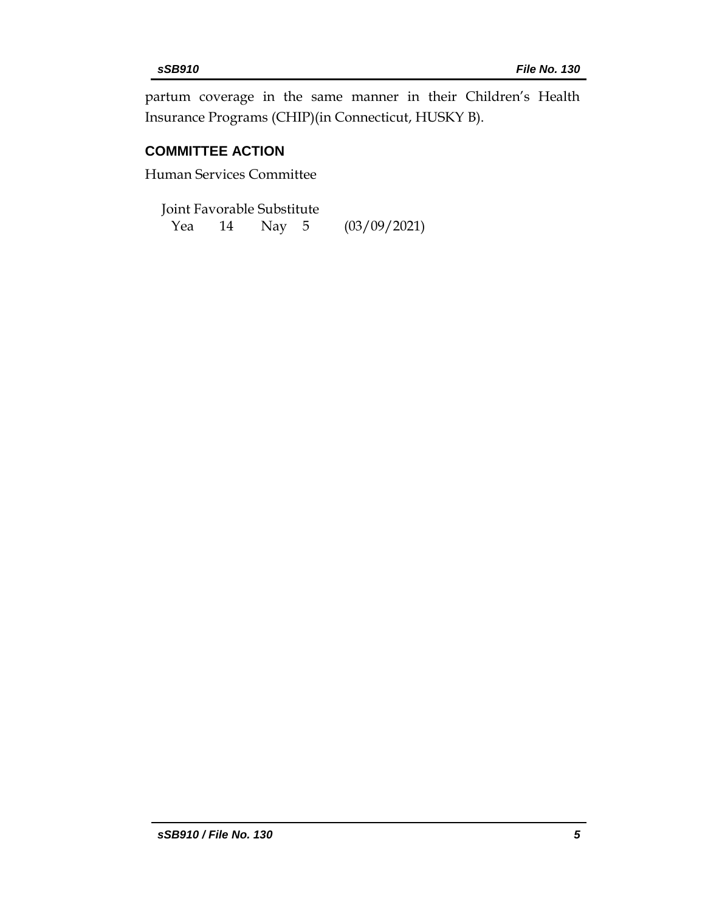partum coverage in the same manner in their Children's Health Insurance Programs (CHIP)(in Connecticut, HUSKY B).

## COMMITTEE ACTION

Human Services Committee

| Joint Favorable Substitute | | | | |
|---|---|---|---|---|
| Yea | 14 | Nay | 5 | (03/09/2021) |